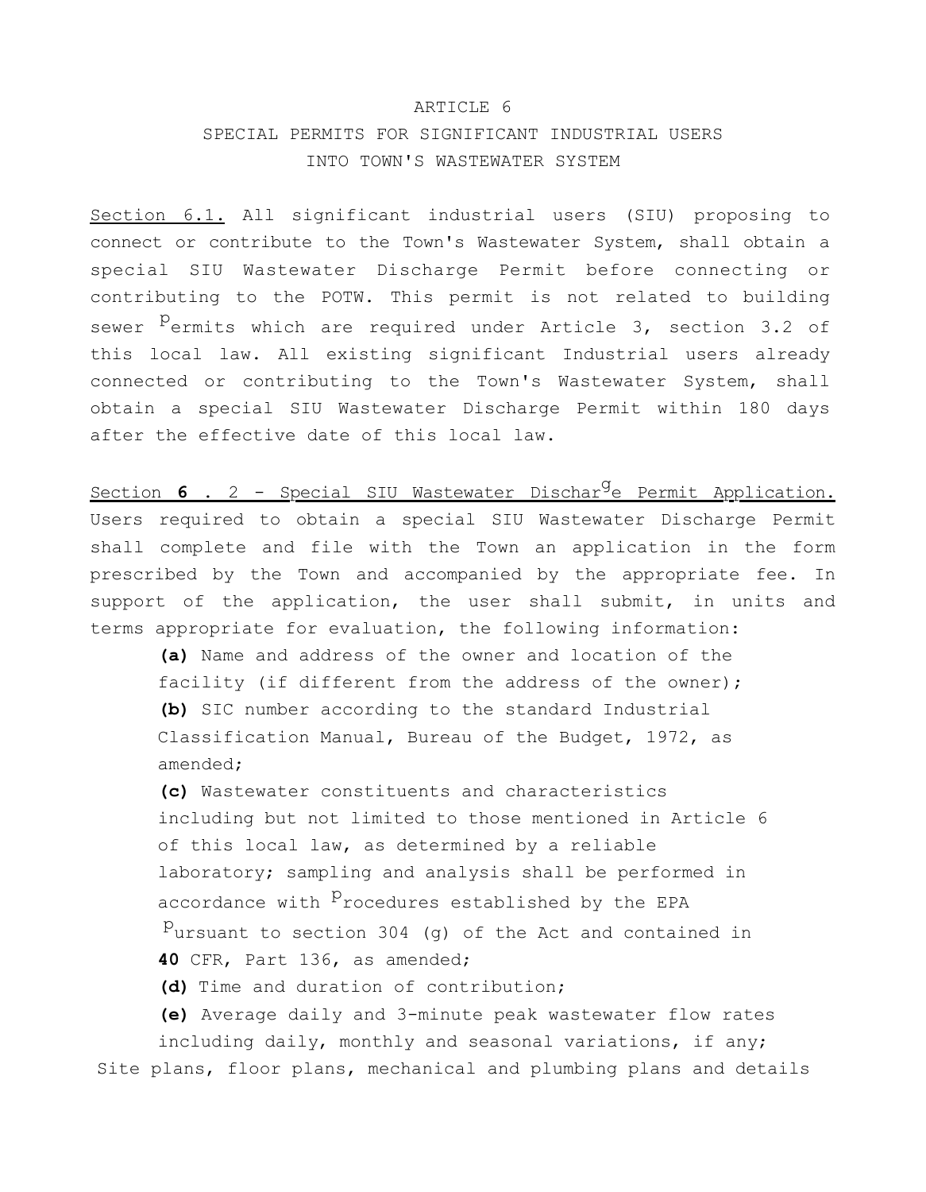# ARTICLE 6

## SPECIAL PERMITS FOR SIGNIFICANT INDUSTRIAL USERS INTO TOWN'S WASTEWATER SYSTEM

Section 6.1. All significant industrial users (SIU) proposing to connect or contribute to the Town's Wastewater System, shall obtain a special SIU Wastewater Discharge Permit before connecting or contributing to the POTW. This permit is not related to building sewer permits which are required under Article 3, section 3.2 of this local law. All existing significant Industrial users already connected or contributing to the Town's Wastewater System, shall obtain a special SIU Wastewater Discharge Permit within 180 days after the effective date of this local law.

Section **6** . 2 - Special SIU Wastewater Discharge Permit Application. Users required to obtain a special SIU Wastewater Discharge Permit shall complete and file with the Town an application in the form prescribed by the Town and accompanied by the appropriate fee. In support of the application, the user shall submit, in units and terms appropriate for evaluation, the following information:

**(a)** Name and address of the owner and location of the facility (if different from the address of the owner);

**(b)** SIC number according to the standard Industrial Classification Manual, Bureau of the Budget, 1972, as amended;

**(c)** Wastewater constituents and characteristics including but not limited to those mentioned in Article 6 of this local law, as determined by a reliable laboratory; sampling and analysis shall be performed in accordance with procedures established by the EPA pursuant to section 304 (g) of the Act and contained in **40** CFR, Part 136, as amended;

**(d)** Time and duration of contribution;

**(e)** Average daily and 3-minute peak wastewater flow rates including daily, monthly and seasonal variations, if any;

Site plans, floor plans, mechanical and plumbing plans and details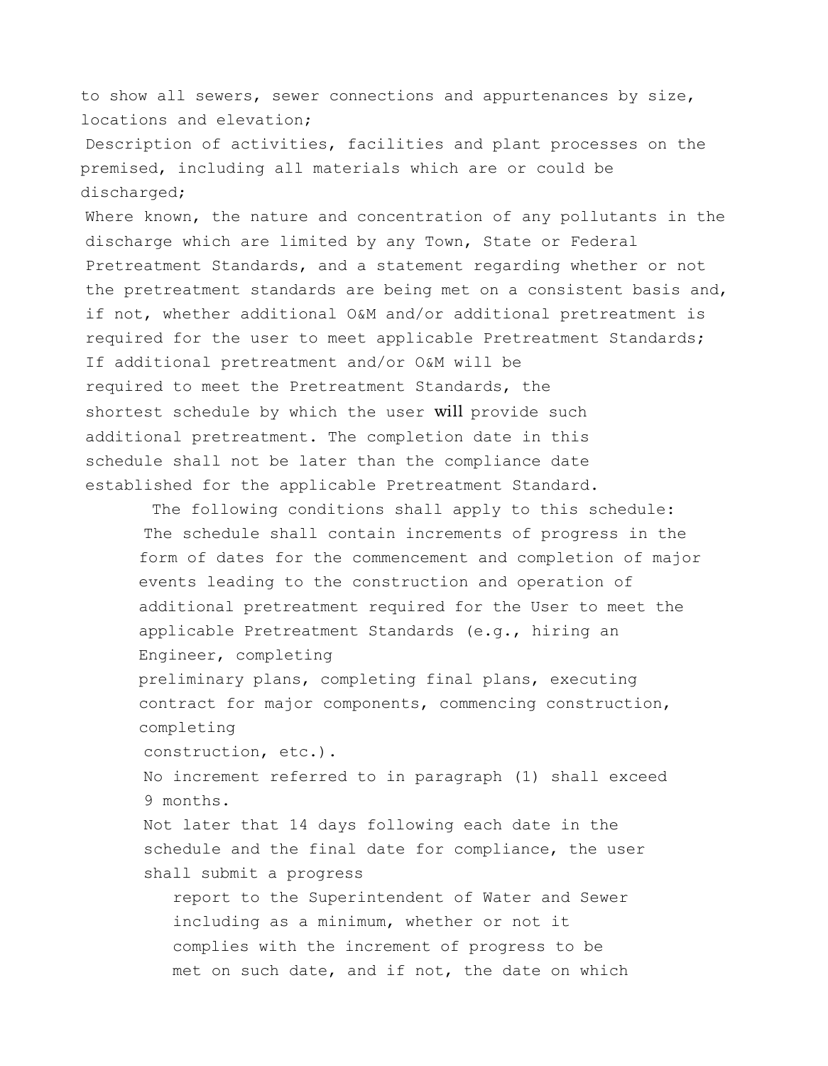to show all sewers, sewer connections and appurtenances by size, locations and elevation;

Description of activities, facilities and plant processes on the premised, including all materials which are or could be discharged;

Where known, the nature and concentration of any pollutants in the discharge which are limited by any Town, State or Federal Pretreatment Standards, and a statement regarding whether or not the pretreatment standards are being met on a consistent basis and, if not, whether additional O&M and/or additional pretreatment is required for the user to meet applicable Pretreatment Standards;

If additional pretreatment and/or O&M will be required to meet the Pretreatment Standards, the shortest schedule by which the user will provide such additional pretreatment. The completion date in this schedule shall not be later than the compliance date established for the applicable Pretreatment Standard.

The following conditions shall apply to this schedule:

The schedule shall contain increments of progress in the form of dates for the commencement and completion of major events leading to the construction and operation of additional pretreatment required for the User to meet the applicable Pretreatment Standards (e.g., hiring an Engineer, completing preliminary plans, completing final plans, executing contract for major components, commencing construction, completing construction, etc.).

No increment referred to in paragraph (1) shall exceed 9 months.

Not later that 14 days following each date in the schedule and the final date for compliance, the user shall submit a progress report to the Superintendent of Water and Sewer including as a minimum, whether or not it complies with the increment of progress to be met on such date, and if not, the date on which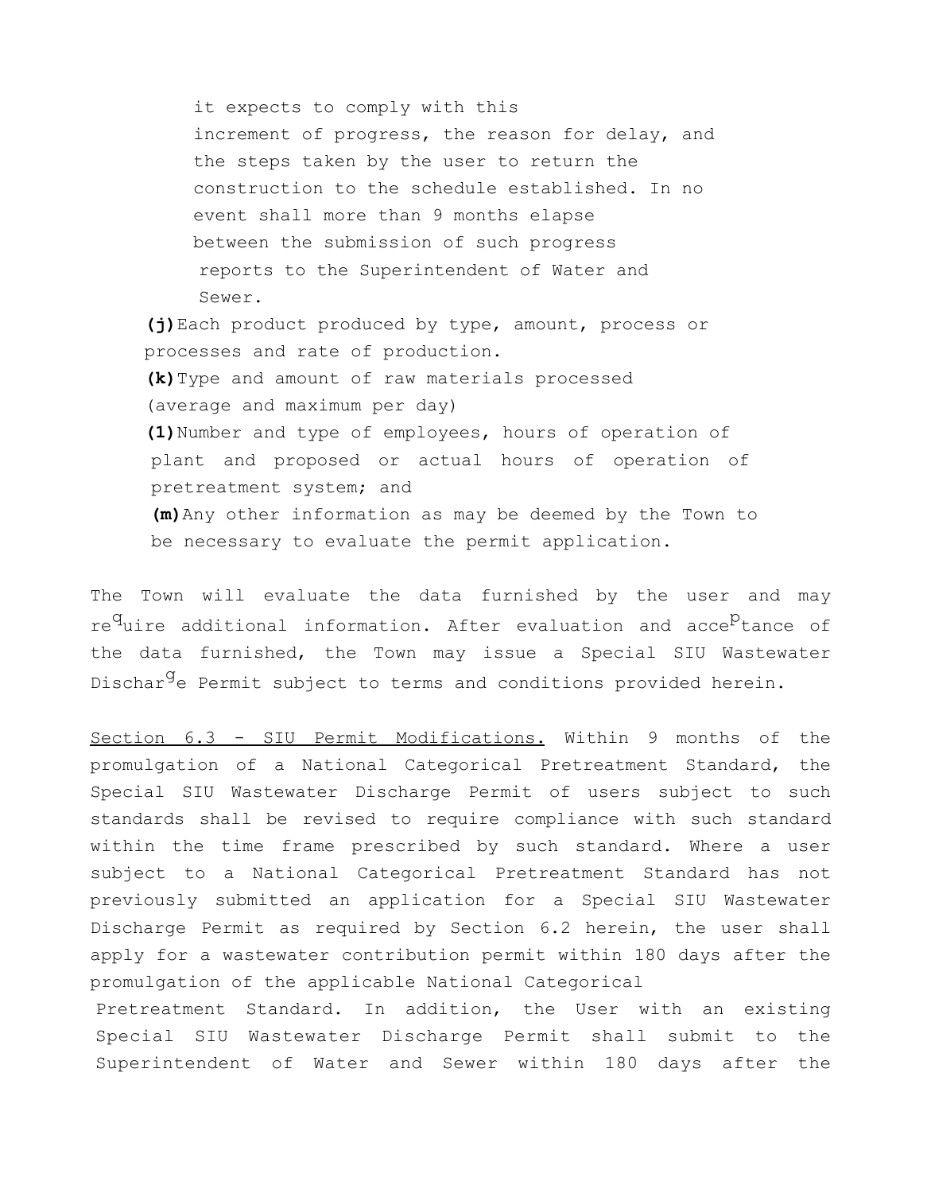it expects to comply with this increment of progress, the reason for delay, and the steps taken by the user to return the construction to the schedule established. In no event shall more than 9 months elapse between the submission of such progress reports to the Superintendent of Water and Sewer.

**(j)** Each product produced by type, amount, process or processes and rate of production.

**(k)** Type and amount of raw materials processed (average and maximum per day)

**(1)** Number and type of employees, hours of operation of plant and proposed or actual hours of operation of pretreatment system; and

**(m)** Any other information as may be deemed by the Town to be necessary to evaluate the permit application.

The Town will evaluate the data furnished by the user and may require additional information. After evaluation and acceptance of the data furnished, the Town may issue a Special SIU Wastewater Discharge Permit subject to terms and conditions provided herein.

Section 6.3 - SIU Permit Modifications. Within 9 months of the promulgation of a National Categorical Pretreatment Standard, the Special SIU Wastewater Discharge Permit of users subject to such standards shall be revised to require compliance with such standard within the time frame prescribed by such standard. Where a user subject to a National Categorical Pretreatment Standard has not previously submitted an application for a Special SIU Wastewater Discharge Permit as required by Section 6.2 herein, the user shall apply for a wastewater contribution permit within 180 days after the promulgation of the applicable National Categorical Pretreatment Standard. In addition, the User with an existing Special SIU Wastewater Discharge Permit shall submit to the Superintendent of Water and Sewer within 180 days after the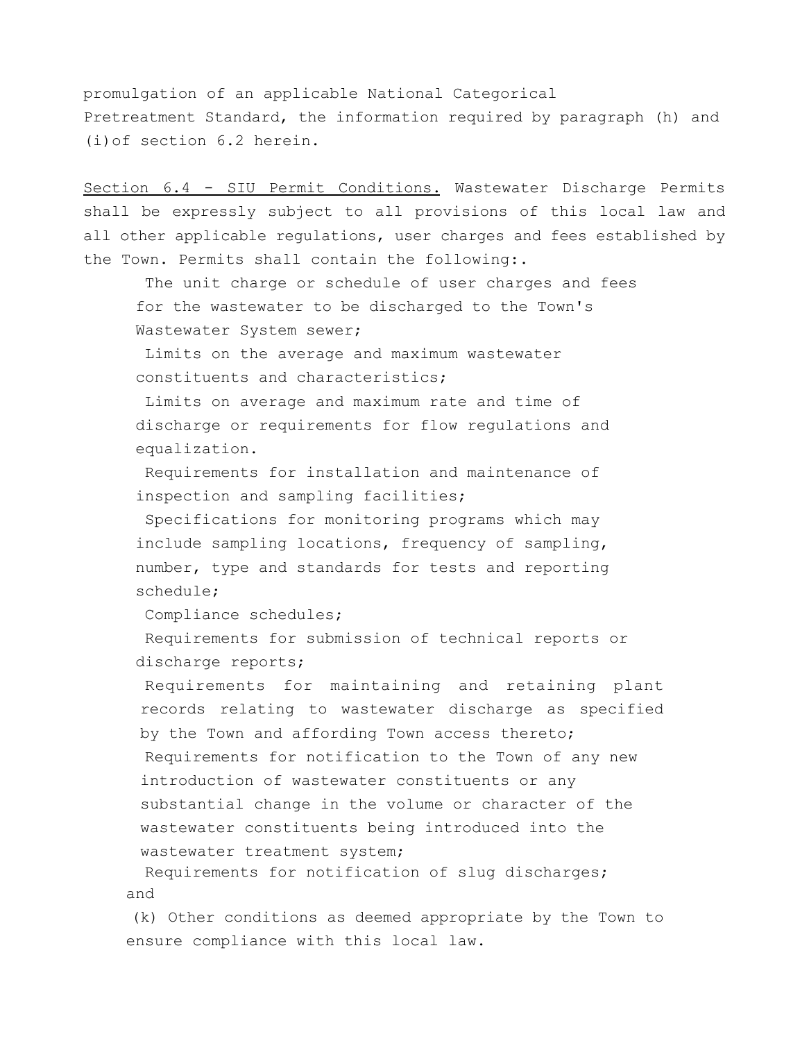promulgation of an applicable National Categorical Pretreatment Standard, the information required by paragraph (h) and (i)of section 6.2 herein.

<u>Section 6.4 - SIU Permit Conditions.</u> Wastewater Discharge Permits shall be expressly subject to all provisions of this local law and all other applicable regulations, user charges and fees established by the Town. Permits shall contain the following:.

The unit charge or schedule of user charges and fees for the wastewater to be discharged to the Town's Wastewater System sewer;

Limits on the average and maximum wastewater constituents and characteristics;

Limits on average and maximum rate and time of discharge or requirements for flow regulations and equalization.

Requirements for installation and maintenance of inspection and sampling facilities;

Specifications for monitoring programs which may include sampling locations, frequency of sampling, number, type and standards for tests and reporting schedule;

Compliance schedules;

Requirements for submission of technical reports or discharge reports;

Requirements for maintaining and retaining plant records relating to wastewater discharge as specified by the Town and affording Town access thereto;

Requirements for notification to the Town of any new introduction of wastewater constituents or any substantial change in the volume or character of the wastewater constituents being introduced into the wastewater treatment system;

Requirements for notification of slug discharges; and

(k) Other conditions as deemed appropriate by the Town to ensure compliance with this local law.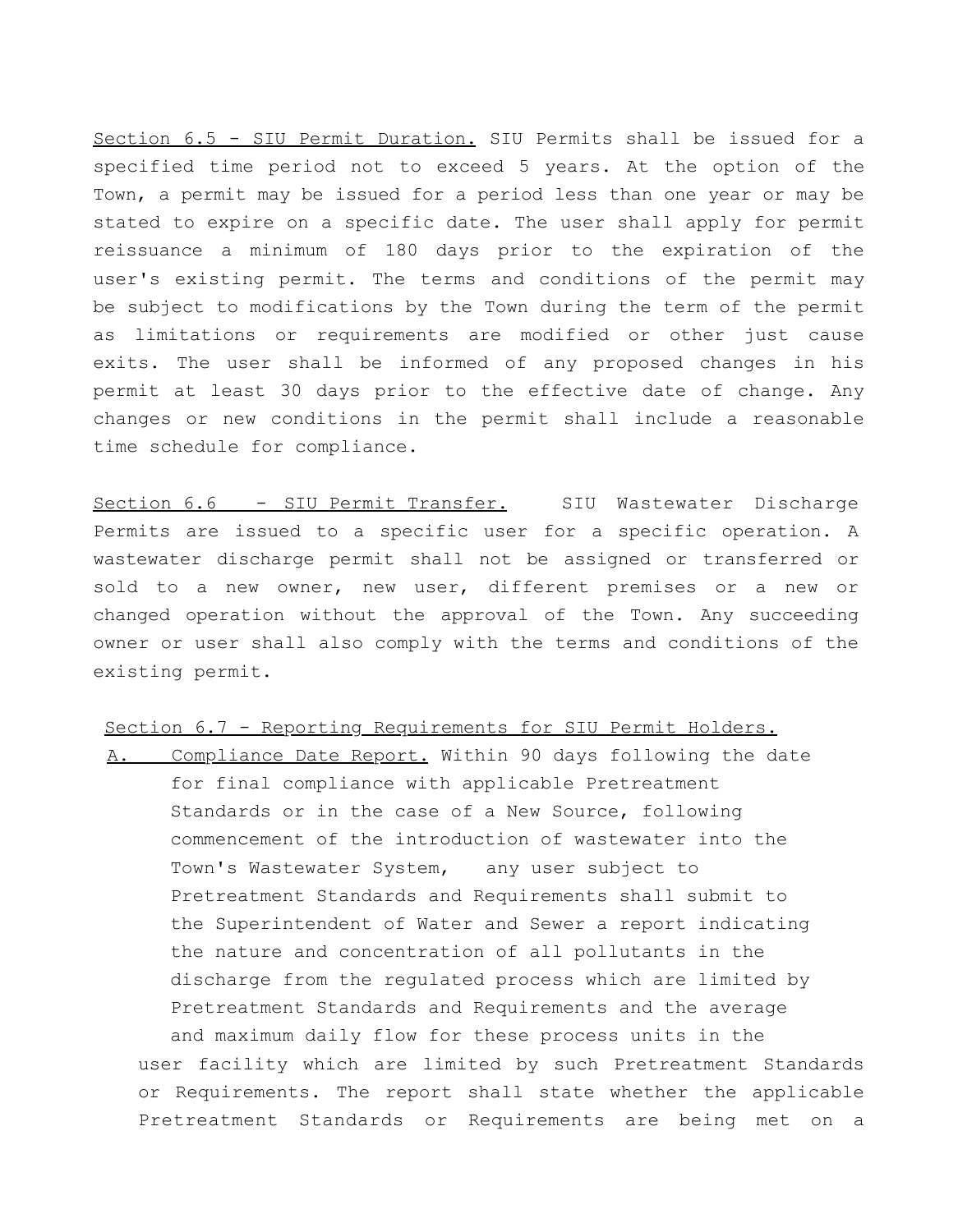Section 6.5 - SIU Permit Duration. SIU Permits shall be issued for a specified time period not to exceed 5 years. At the option of the Town, a permit may be issued for a period less than one year or may be stated to expire on a specific date. The user shall apply for permit reissuance a minimum of 180 days prior to the expiration of the user's existing permit. The terms and conditions of the permit may be subject to modifications by the Town during the term of the permit as limitations or requirements are modified or other just cause exits. The user shall be informed of any proposed changes in his permit at least 30 days prior to the effective date of change. Any changes or new conditions in the permit shall include a reasonable time schedule for compliance.

Section 6.6 - SIU Permit Transfer. SIU Wastewater Discharge Permits are issued to a specific user for a specific operation. A wastewater discharge permit shall not be assigned or transferred or sold to a new owner, new user, different premises or a new or changed operation without the approval of the Town. Any succeeding owner or user shall also comply with the terms and conditions of the existing permit.

Section 6.7 - Reporting Requirements for SIU Permit Holders.

A. Compliance Date Report. Within 90 days following the date for final compliance with applicable Pretreatment Standards or in the case of a New Source, following commencement of the introduction of wastewater into the Town's Wastewater System, any user subject to Pretreatment Standards and Requirements shall submit to the Superintendent of Water and Sewer a report indicating the nature and concentration of all pollutants in the discharge from the regulated process which are limited by Pretreatment Standards and Requirements and the average and maximum daily flow for these process units in the user facility which are limited by such Pretreatment Standards or Requirements. The report shall state whether the applicable Pretreatment Standards or Requirements are being met on a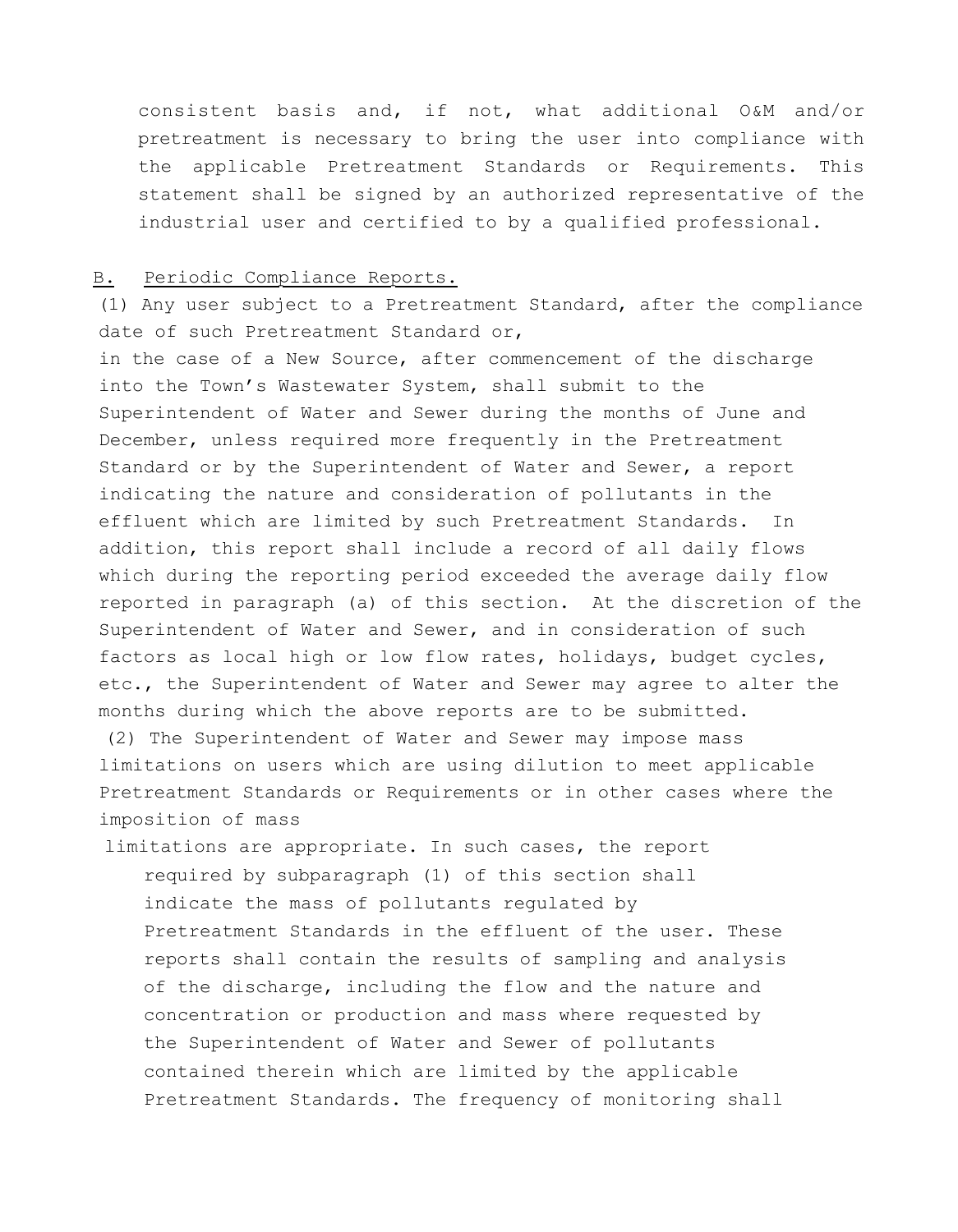consistent basis and, if not, what additional O&M and/or pretreatment is necessary to bring the user into compliance with the applicable Pretreatment Standards or Requirements. This statement shall be signed by an authorized representative of the industrial user and certified to by a qualified professional.

B. Periodic Compliance Reports.

(1) Any user subject to a Pretreatment Standard, after the compliance date of such Pretreatment Standard or, in the case of a New Source, after commencement of the discharge into the Town's Wastewater System, shall submit to the Superintendent of Water and Sewer during the months of June and December, unless required more frequently in the Pretreatment Standard or by the Superintendent of Water and Sewer, a report indicating the nature and consideration of pollutants in the effluent which are limited by such Pretreatment Standards. In addition, this report shall include a record of all daily flows which during the reporting period exceeded the average daily flow reported in paragraph (a) of this section. At the discretion of the Superintendent of Water and Sewer, and in consideration of such factors as local high or low flow rates, holidays, budget cycles, etc., the Superintendent of Water and Sewer may agree to alter the months during which the above reports are to be submitted.

(2) The Superintendent of Water and Sewer may impose mass limitations on users which are using dilution to meet applicable Pretreatment Standards or Requirements or in other cases where the imposition of mass limitations are appropriate. In such cases, the report required by subparagraph (1) of this section shall indicate the mass of pollutants regulated by Pretreatment Standards in the effluent of the user. These reports shall contain the results of sampling and analysis of the discharge, including the flow and the nature and concentration or production and mass where requested by the Superintendent of Water and Sewer of pollutants contained therein which are limited by the applicable Pretreatment Standards. The frequency of monitoring shall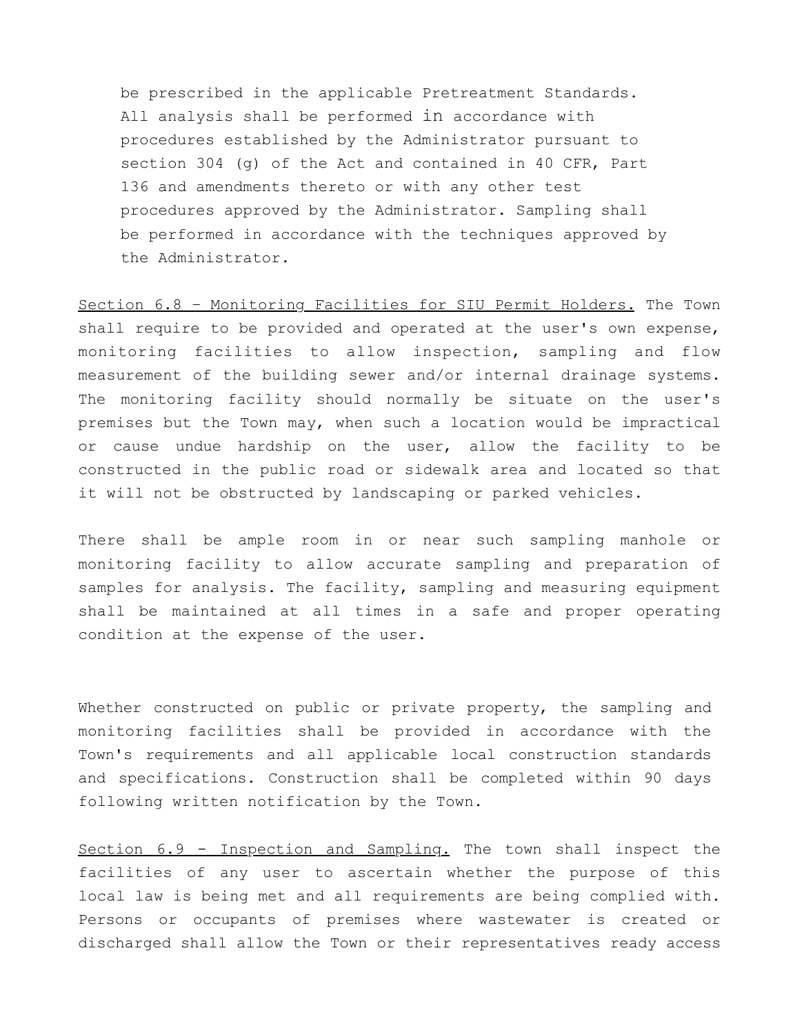be prescribed in the applicable Pretreatment Standards. All analysis shall be performed in accordance with procedures established by the Administrator pursuant to section 304 (g) of the Act and contained in 40 CFR, Part 136 and amendments thereto or with any other test procedures approved by the Administrator. Sampling shall be performed in accordance with the techniques approved by the Administrator.

<u>Section 6.8 – Monitoring Facilities for SIU Permit Holders.</u> The Town shall require to be provided and operated at the user's own expense, monitoring facilities to allow inspection, sampling and flow measurement of the building sewer and/or internal drainage systems. The monitoring facility should normally be situate on the user's premises but the Town may, when such a location would be impractical or cause undue hardship on the user, allow the facility to be constructed in the public road or sidewalk area and located so that it will not be obstructed by landscaping or parked vehicles.

There shall be ample room in or near such sampling manhole or monitoring facility to allow accurate sampling and preparation of samples for analysis. The facility, sampling and measuring equipment shall be maintained at all times in a safe and proper operating condition at the expense of the user.

Whether constructed on public or private property, the sampling and monitoring facilities shall be provided in accordance with the Town's requirements and all applicable local construction standards and specifications. Construction shall be completed within 90 days following written notification by the Town.

<u>Section 6.9 - Inspection and Sampling.</u> The town shall inspect the facilities of any user to ascertain whether the purpose of this local law is being met and all requirements are being complied with. Persons or occupants of premises where wastewater is created or discharged shall allow the Town or their representatives ready access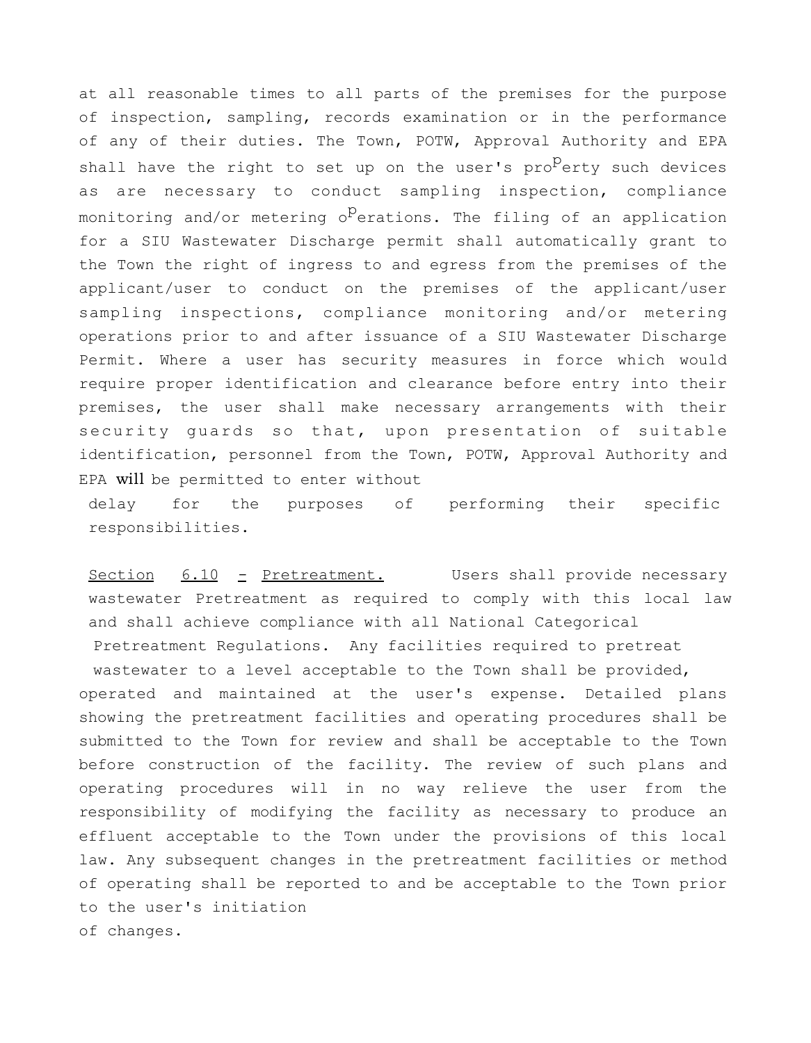at all reasonable times to all parts of the premises for the purpose of inspection, sampling, records examination or in the performance of any of their duties. The Town, POTW, Approval Authority and EPA shall have the right to set up on the user's property such devices as are necessary to conduct sampling inspection, compliance monitoring and/or metering operations. The filing of an application for a SIU Wastewater Discharge permit shall automatically grant to the Town the right of ingress to and egress from the premises of the applicant/user to conduct on the premises of the applicant/user sampling inspections, compliance monitoring and/or metering operations prior to and after issuance of a SIU Wastewater Discharge Permit. Where a user has security measures in force which would require proper identification and clearance before entry into their premises, the user shall make necessary arrangements with their security guards so that, upon presentation of suitable identification, personnel from the Town, POTW, Approval Authority and EPA will be permitted to enter without delay for the purposes of performing their specific responsibilities.

Section 6.10 - Pretreatment. Users shall provide necessary wastewater Pretreatment as required to comply with this local law and shall achieve compliance with all National Categorical Pretreatment Regulations. Any facilities required to pretreat wastewater to a level acceptable to the Town shall be provided, operated and maintained at the user's expense. Detailed plans showing the pretreatment facilities and operating procedures shall be submitted to the Town for review and shall be acceptable to the Town before construction of the facility. The review of such plans and operating procedures will in no way relieve the user from the responsibility of modifying the facility as necessary to produce an effluent acceptable to the Town under the provisions of this local law. Any subsequent changes in the pretreatment facilities or method of operating shall be reported to and be acceptable to the Town prior to the user's initiation of changes.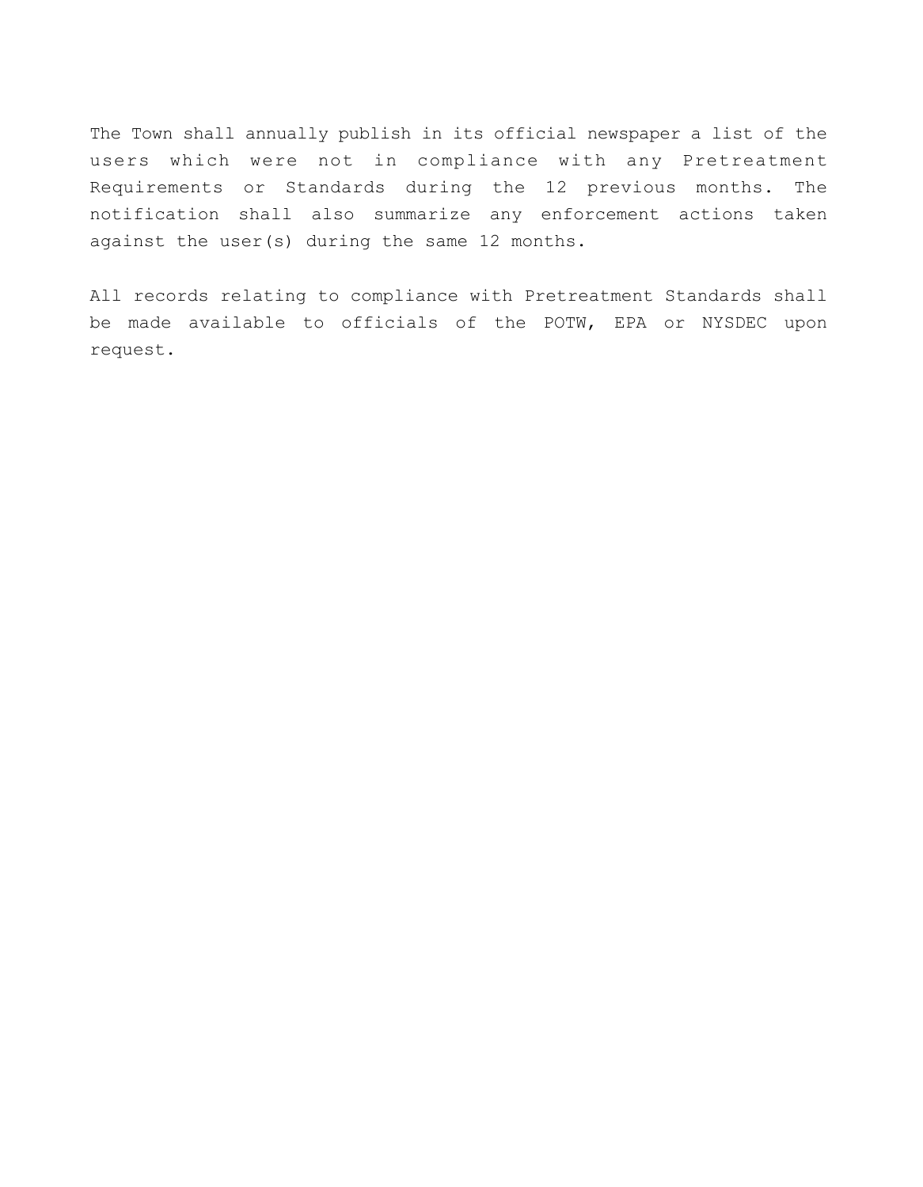The Town shall annually publish in its official newspaper a list of the users which were not in compliance with any Pretreatment Requirements or Standards during the 12 previous months. The notification shall also summarize any enforcement actions taken against the user(s) during the same 12 months.

All records relating to compliance with Pretreatment Standards shall be made available to officials of the POTW, EPA or NYSDEC upon request.